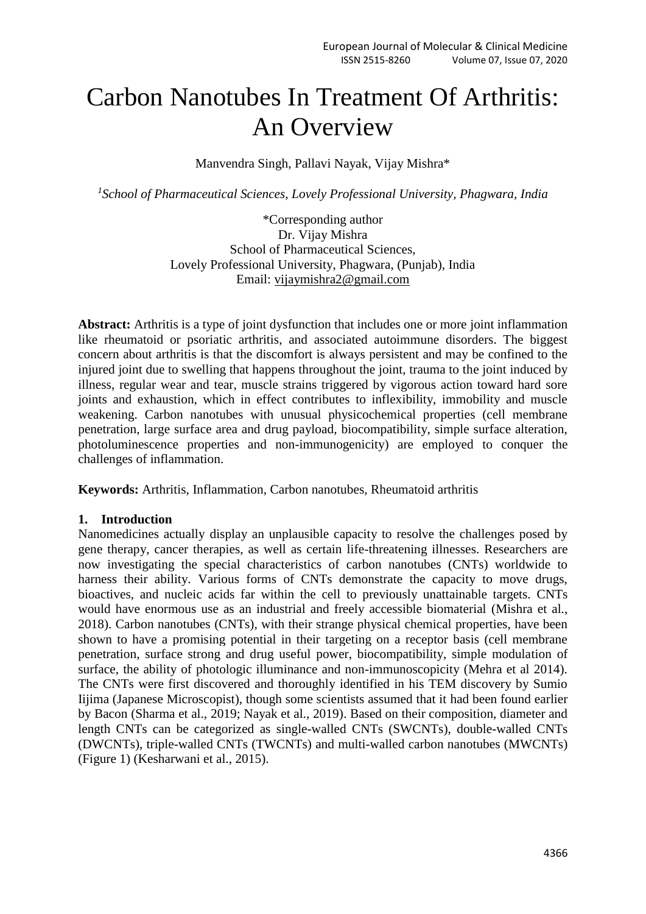# Carbon Nanotubes In Treatment Of Arthritis: An Overview

Manvendra Singh, Pallavi Nayak, Vijay Mishra*

[1]*School of Pharmaceutical Sciences, Lovely Professional University, Phagwara, India*

*Corresponding author
Dr. Vijay Mishra
School of Pharmaceutical Sciences,
Lovely Professional University, Phagwara, (Punjab), India
Email: vijaymishra2@gmail.com

**Abstract:** Arthritis is a type of joint dysfunction that includes one or more joint inflammation like rheumatoid or psoriatic arthritis, and associated autoimmune disorders. The biggest concern about arthritis is that the discomfort is always persistent and may be confined to the injured joint due to swelling that happens throughout the joint, trauma to the joint induced by illness, regular wear and tear, muscle strains triggered by vigorous action toward hard sore joints and exhaustion, which in effect contributes to inflexibility, immobility and muscle weakening. Carbon nanotubes with unusual physicochemical properties (cell membrane penetration, large surface area and drug payload, biocompatibility, simple surface alteration, photoluminescence properties and non-immunogenicity) are employed to conquer the challenges of inflammation.

**Keywords:** Arthritis, Inflammation, Carbon nanotubes, Rheumatoid arthritis

## 1. Introduction

Nanomedicines actually display an unplausible capacity to resolve the challenges posed by gene therapy, cancer therapies, as well as certain life-threatening illnesses. Researchers are now investigating the special characteristics of carbon nanotubes (CNTs) worldwide to harness their ability. Various forms of CNTs demonstrate the capacity to move drugs, bioactives, and nucleic acids far within the cell to previously unattainable targets. CNTs would have enormous use as an industrial and freely accessible biomaterial (Mishra et al., 2018). Carbon nanotubes (CNTs), with their strange physical chemical properties, have been shown to have a promising potential in their targeting on a receptor basis (cell membrane penetration, surface strong and drug useful power, biocompatibility, simple modulation of surface, the ability of photologic illuminance and non-immunoscopicity (Mehra et al 2014). The CNTs were first discovered and thoroughly identified in his TEM discovery by Sumio Iijima (Japanese Microscopist), though some scientists assumed that it had been found earlier by Bacon (Sharma et al., 2019; Nayak et al., 2019). Based on their composition, diameter and length CNTs can be categorized as single-walled CNTs (SWCNTs), double-walled CNTs (DWCNTs), triple-walled CNTs (TWCNTs) and multi-walled carbon nanotubes (MWCNTs) (Figure 1) (Kesharwani et al., 2015).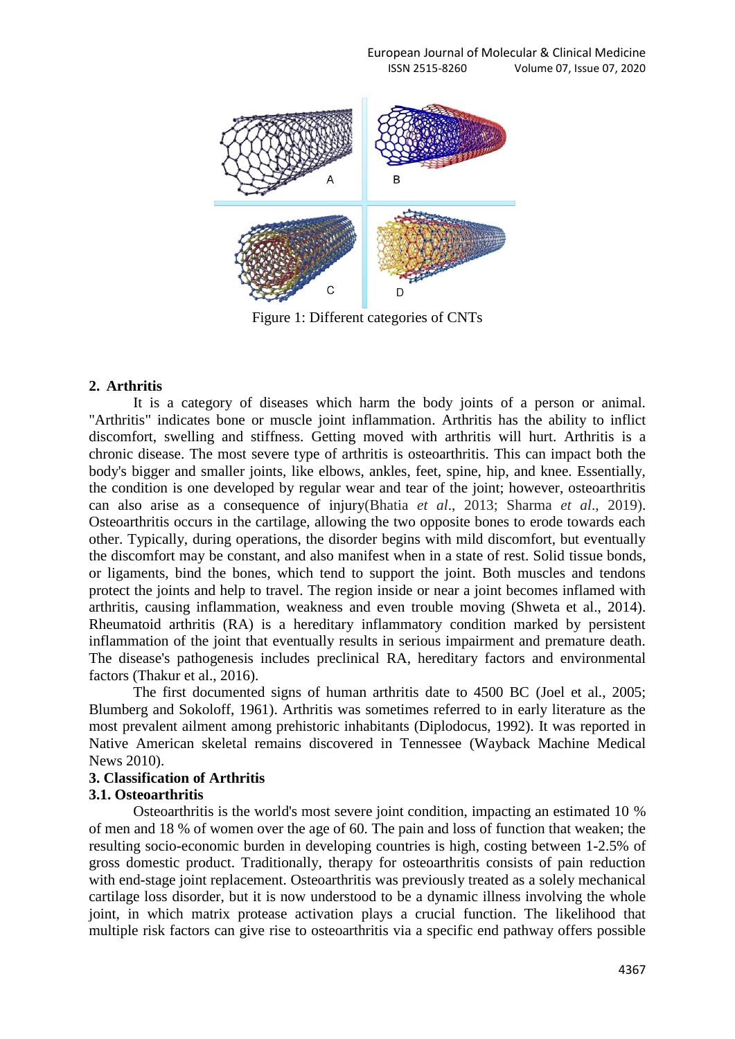Figure 1: Different categories of CNTs

## 2. Arthritis

It is a category of diseases which harm the body joints of a person or animal. "Arthritis" indicates bone or muscle joint inflammation. Arthritis has the ability to inflict discomfort, swelling and stiffness. Getting moved with arthritis will hurt. Arthritis is a chronic disease. The most severe type of arthritis is osteoarthritis. This can impact both the body's bigger and smaller joints, like elbows, ankles, feet, spine, hip, and knee. Essentially, the condition is one developed by regular wear and tear of the joint; however, osteoarthritis can also arise as a consequence of injury(Bhatia *et al*., 2013; Sharma *et al*., 2019). Osteoarthritis occurs in the cartilage, allowing the two opposite bones to erode towards each other. Typically, during operations, the disorder begins with mild discomfort, but eventually the discomfort may be constant, and also manifest when in a state of rest. Solid tissue bonds, or ligaments, bind the bones, which tend to support the joint. Both muscles and tendons protect the joints and help to travel. The region inside or near a joint becomes inflamed with arthritis, causing inflammation, weakness and even trouble moving (Shweta et al., 2014). Rheumatoid arthritis (RA) is a hereditary inflammatory condition marked by persistent inflammation of the joint that eventually results in serious impairment and premature death. The disease's pathogenesis includes preclinical RA, hereditary factors and environmental factors (Thakur et al., 2016).

The first documented signs of human arthritis date to 4500 BC (Joel et al., 2005; Blumberg and Sokoloff, 1961). Arthritis was sometimes referred to in early literature as the most prevalent ailment among prehistoric inhabitants (Diplodocus, 1992). It was reported in Native American skeletal remains discovered in Tennessee (Wayback Machine Medical News 2010).

## 3. Classification of Arthritis

### 3.1. Osteoarthritis

Osteoarthritis is the world's most severe joint condition, impacting an estimated 10 % of men and 18 % of women over the age of 60. The pain and loss of function that weaken; the resulting socio-economic burden in developing countries is high, costing between 1-2.5% of gross domestic product. Traditionally, therapy for osteoarthritis consists of pain reduction with end-stage joint replacement. Osteoarthritis was previously treated as a solely mechanical cartilage loss disorder, but it is now understood to be a dynamic illness involving the whole joint, in which matrix protease activation plays a crucial function. The likelihood that multiple risk factors can give rise to osteoarthritis via a specific end pathway offers possible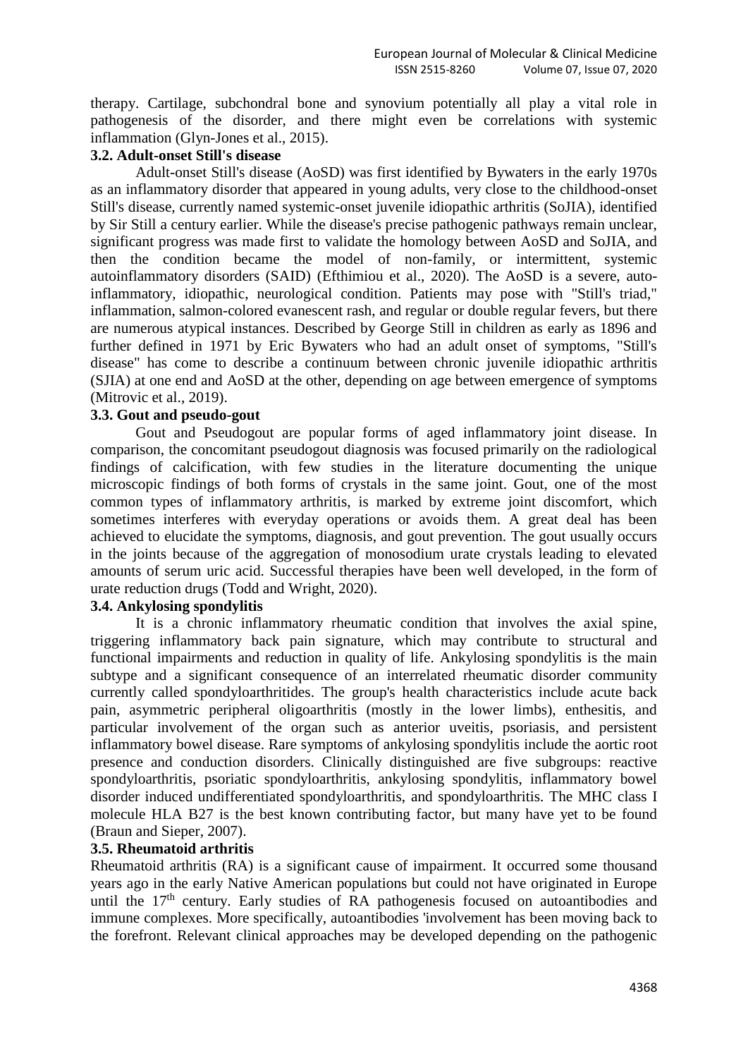therapy. Cartilage, subchondral bone and synovium potentially all play a vital role in pathogenesis of the disorder, and there might even be correlations with systemic inflammation (Glyn-Jones et al., 2015).

### 3.2. Adult-onset Still's disease

Adult-onset Still's disease (AoSD) was first identified by Bywaters in the early 1970s as an inflammatory disorder that appeared in young adults, very close to the childhood-onset Still's disease, currently named systemic-onset juvenile idiopathic arthritis (SoJIA), identified by Sir Still a century earlier. While the disease's precise pathogenic pathways remain unclear, significant progress was made first to validate the homology between AoSD and SoJIA, and then the condition became the model of non-family, or intermittent, systemic autoinflammatory disorders (SAID) (Efthimiou et al., 2020). The AoSD is a severe, auto-inflammatory, idiopathic, neurological condition. Patients may pose with "Still's triad," inflammation, salmon-colored evanescent rash, and regular or double regular fevers, but there are numerous atypical instances. Described by George Still in children as early as 1896 and further defined in 1971 by Eric Bywaters who had an adult onset of symptoms, "Still's disease" has come to describe a continuum between chronic juvenile idiopathic arthritis (SJIA) at one end and AoSD at the other, depending on age between emergence of symptoms (Mitrovic et al., 2019).

### 3.3. Gout and pseudo-gout

Gout and Pseudogout are popular forms of aged inflammatory joint disease. In comparison, the concomitant pseudogout diagnosis was focused primarily on the radiological findings of calcification, with few studies in the literature documenting the unique microscopic findings of both forms of crystals in the same joint. Gout, one of the most common types of inflammatory arthritis, is marked by extreme joint discomfort, which sometimes interferes with everyday operations or avoids them. A great deal has been achieved to elucidate the symptoms, diagnosis, and gout prevention. The gout usually occurs in the joints because of the aggregation of monosodium urate crystals leading to elevated amounts of serum uric acid. Successful therapies have been well developed, in the form of urate reduction drugs (Todd and Wright, 2020).

### 3.4. Ankylosing spondylitis

It is a chronic inflammatory rheumatic condition that involves the axial spine, triggering inflammatory back pain signature, which may contribute to structural and functional impairments and reduction in quality of life. Ankylosing spondylitis is the main subtype and a significant consequence of an interrelated rheumatic disorder community currently called spondyloarthritides. The group's health characteristics include acute back pain, asymmetric peripheral oligoarthritis (mostly in the lower limbs), enthesitis, and particular involvement of the organ such as anterior uveitis, psoriasis, and persistent inflammatory bowel disease. Rare symptoms of ankylosing spondylitis include the aortic root presence and conduction disorders. Clinically distinguished are five subgroups: reactive spondyloarthritis, psoriatic spondyloarthritis, ankylosing spondylitis, inflammatory bowel disorder induced undifferentiated spondyloarthritis, and spondyloarthritis. The MHC class I molecule HLA B27 is the best known contributing factor, but many have yet to be found (Braun and Sieper, 2007).

### 3.5. Rheumatoid arthritis

Rheumatoid arthritis (RA) is a significant cause of impairment. It occurred some thousand years ago in the early Native American populations but could not have originated in Europe until the 17th century. Early studies of RA pathogenesis focused on autoantibodies and immune complexes. More specifically, autoantibodies 'involvement has been moving back to the forefront. Relevant clinical approaches may be developed depending on the pathogenic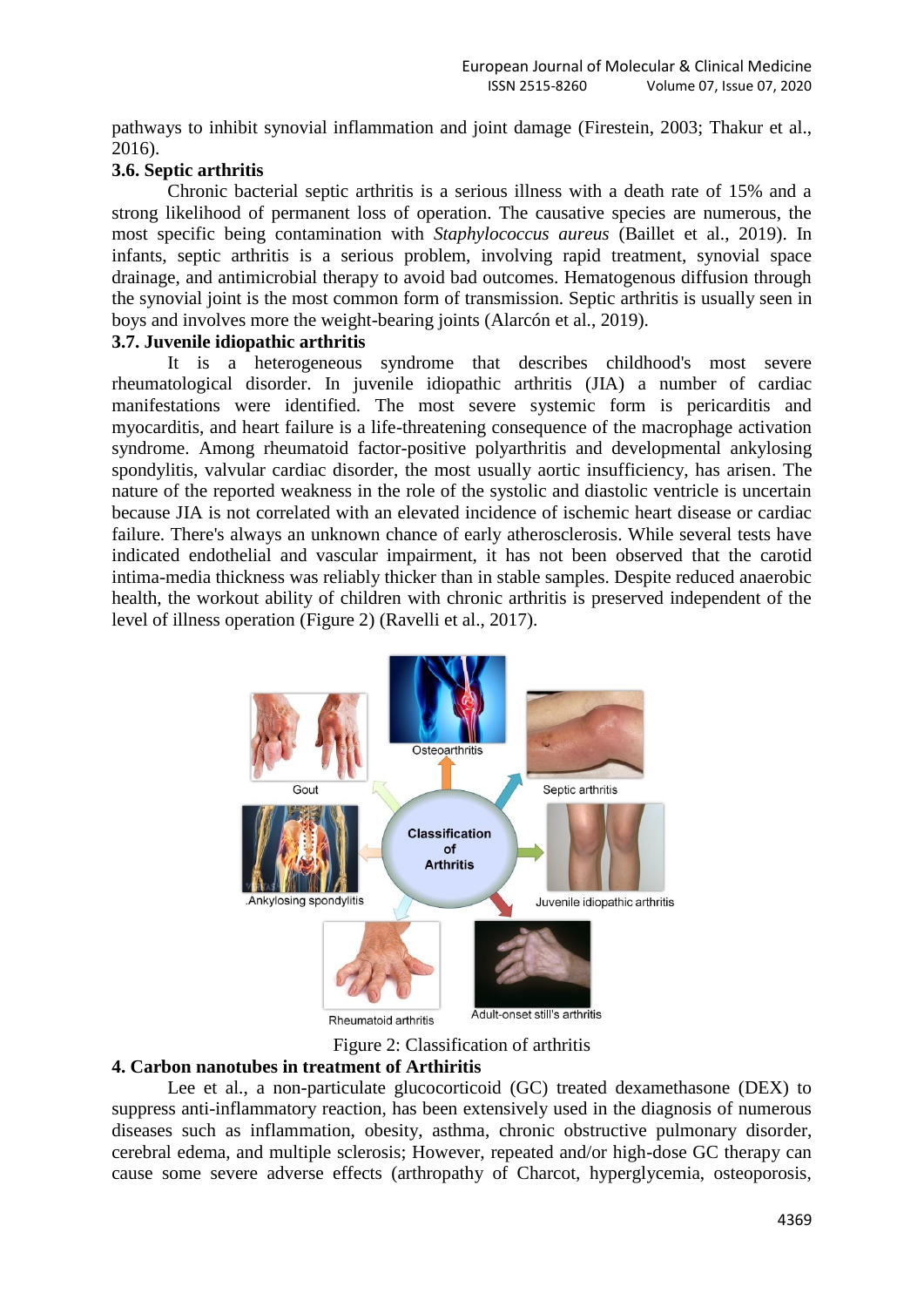pathways to inhibit synovial inflammation and joint damage (Firestein, 2003; Thakur et al., 2016).

### 3.6. Septic arthritis

Chronic bacterial septic arthritis is a serious illness with a death rate of 15% and a strong likelihood of permanent loss of operation. The causative species are numerous, the most specific being contamination with *Staphylococcus aureus* (Baillet et al., 2019). In infants, septic arthritis is a serious problem, involving rapid treatment, synovial space drainage, and antimicrobial therapy to avoid bad outcomes. Hematogenous diffusion through the synovial joint is the most common form of transmission. Septic arthritis is usually seen in boys and involves more the weight-bearing joints (Alarcón et al., 2019).

### 3.7. Juvenile idiopathic arthritis

It is a heterogeneous syndrome that describes childhood's most severe rheumatological disorder. In juvenile idiopathic arthritis (JIA) a number of cardiac manifestations were identified. The most severe systemic form is pericarditis and myocarditis, and heart failure is a life-threatening consequence of the macrophage activation syndrome. Among rheumatoid factor-positive polyarthritis and developmental ankylosing spondylitis, valvular cardiac disorder, the most usually aortic insufficiency, has arisen. The nature of the reported weakness in the role of the systolic and diastolic ventricle is uncertain because JIA is not correlated with an elevated incidence of ischemic heart disease or cardiac failure. There's always an unknown chance of early atherosclerosis. While several tests have indicated endothelial and vascular impairment, it has not been observed that the carotid intima-media thickness was reliably thicker than in stable samples. Despite reduced anaerobic health, the workout ability of children with chronic arthritis is preserved independent of the level of illness operation (Figure 2) (Ravelli et al., 2017).

Figure 2: Classification of arthritis

## 4. Carbon nanotubes in treatment of Arthiritis

Lee et al., a non-particulate glucocorticoid (GC) treated dexamethasone (DEX) to suppress anti-inflammatory reaction, has been extensively used in the diagnosis of numerous diseases such as inflammation, obesity, asthma, chronic obstructive pulmonary disorder, cerebral edema, and multiple sclerosis; However, repeated and/or high-dose GC therapy can cause some severe adverse effects (arthropathy of Charcot, hyperglycemia, osteoporosis,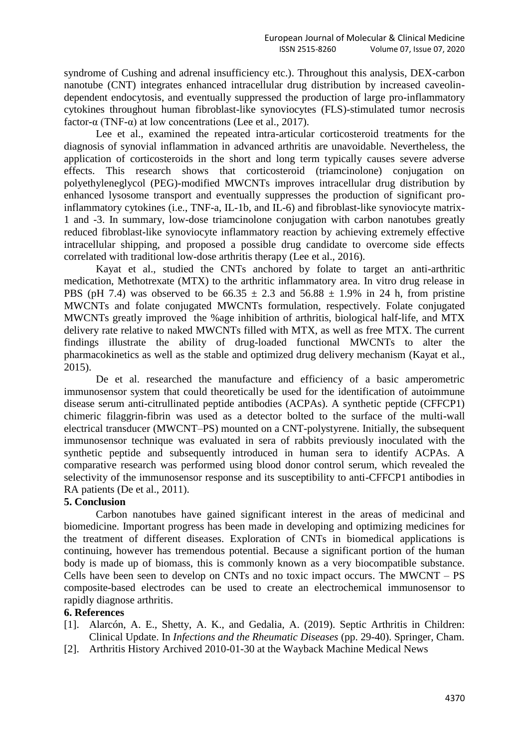syndrome of Cushing and adrenal insufficiency etc.). Throughout this analysis, DEX-carbon nanotube (CNT) integrates enhanced intracellular drug distribution by increased caveolin-dependent endocytosis, and eventually suppressed the production of large pro-inflammatory cytokines throughout human fibroblast-like synoviocytes (FLS)-stimulated tumor necrosis factor-α (TNF-α) at low concentrations (Lee et al., 2017).

Lee et al., examined the repeated intra-articular corticosteroid treatments for the diagnosis of synovial inflammation in advanced arthritis are unavoidable. Nevertheless, the application of corticosteroids in the short and long term typically causes severe adverse effects. This research shows that corticosteroid (triamcinolone) conjugation on polyethyleneglycol (PEG)-modified MWCNTs improves intracellular drug distribution by enhanced lysosome transport and eventually suppresses the production of significant pro-inflammatory cytokines (i.e., TNF-a, IL-1b, and IL-6) and fibroblast-like synoviocyte matrix-1 and -3. In summary, low-dose triamcinolone conjugation with carbon nanotubes greatly reduced fibroblast-like synoviocyte inflammatory reaction by achieving extremely effective intracellular shipping, and proposed a possible drug candidate to overcome side effects correlated with traditional low-dose arthritis therapy (Lee et al., 2016).

Kayat et al., studied the CNTs anchored by folate to target an anti-arthritic medication, Methotrexate (MTX) to the arthritic inflammatory area. In vitro drug release in PBS (pH 7.4) was observed to be $66.35 \pm 2.3$ and $56.88 \pm 1.9\%$ in 24 h, from pristine MWCNTs and folate conjugated MWCNTs formulation, respectively. Folate conjugated MWCNTs greatly improved the %age inhibition of arthritis, biological half-life, and MTX delivery rate relative to naked MWCNTs filled with MTX, as well as free MTX. The current findings illustrate the ability of drug-loaded functional MWCNTs to alter the pharmacokinetics as well as the stable and optimized drug delivery mechanism (Kayat et al., 2015).

De et al. researched the manufacture and efficiency of a basic amperometric immunosensor system that could theoretically be used for the identification of autoimmune disease serum anti-citrullinated peptide antibodies (ACPAs). A synthetic peptide (CFFCP1) chimeric filaggrin-fibrin was used as a detector bolted to the surface of the multi-wall electrical transducer (MWCNT–PS) mounted on a CNT-polystyrene. Initially, the subsequent immunosensor technique was evaluated in sera of rabbits previously inoculated with the synthetic peptide and subsequently introduced in human sera to identify ACPAs. A comparative research was performed using blood donor control serum, which revealed the selectivity of the immunosensor response and its susceptibility to anti-CFFCP1 antibodies in RA patients (De et al., 2011).

## 5. Conclusion

Carbon nanotubes have gained significant interest in the areas of medicinal and biomedicine. Important progress has been made in developing and optimizing medicines for the treatment of different diseases. Exploration of CNTs in biomedical applications is continuing, however has tremendous potential. Because a significant portion of the human body is made up of biomass, this is commonly known as a very biocompatible substance. Cells have been seen to develop on CNTs and no toxic impact occurs. The MWCNT – PS composite-based electrodes can be used to create an electrochemical immunosensor to rapidly diagnose arthritis.

## 6. References

[1]. Alarcón, A. E., Shetty, A. K., and Gedalia, A. (2019). Septic Arthritis in Children: Clinical Update. In *Infections and the Rheumatic Diseases* (pp. 29-40). Springer, Cham.

[2]. Arthritis History Archived 2010-01-30 at the Wayback Machine Medical News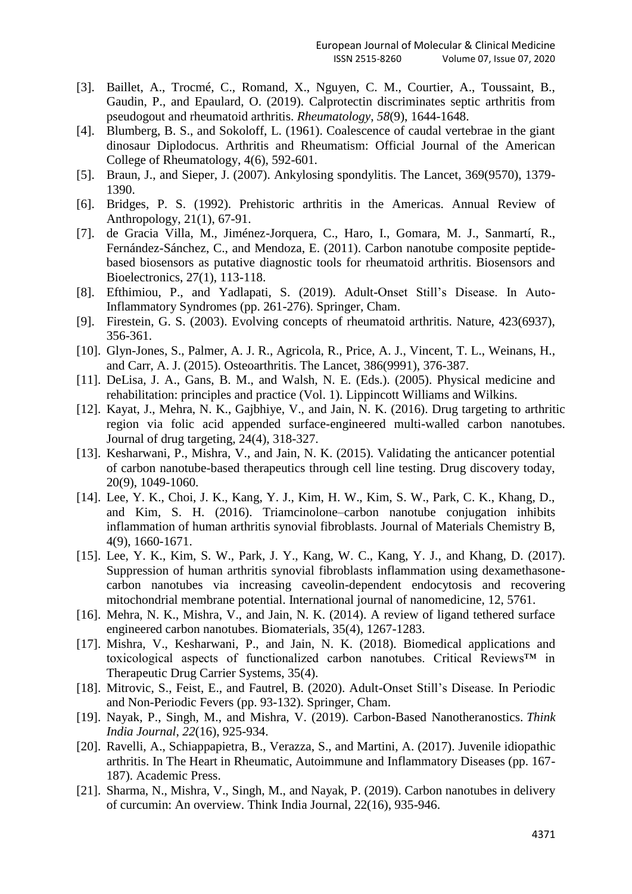[3]. Baillet, A., Trocmé, C., Romand, X., Nguyen, C. M., Courtier, A., Toussaint, B., Gaudin, P., and Epaulard, O. (2019). Calprotectin discriminates septic arthritis from pseudogout and rheumatoid arthritis. *Rheumatology*, *58*(9), 1644-1648.

[4]. Blumberg, B. S., and Sokoloff, L. (1961). Coalescence of caudal vertebrae in the giant dinosaur Diplodocus. Arthritis and Rheumatism: Official Journal of the American College of Rheumatology, 4(6), 592-601.

[5]. Braun, J., and Sieper, J. (2007). Ankylosing spondylitis. The Lancet, 369(9570), 1379-1390.

[6]. Bridges, P. S. (1992). Prehistoric arthritis in the Americas. Annual Review of Anthropology, 21(1), 67-91.

[7]. de Gracia Villa, M., Jiménez-Jorquera, C., Haro, I., Gomara, M. J., Sanmartí, R., Fernández-Sánchez, C., and Mendoza, E. (2011). Carbon nanotube composite peptide-based biosensors as putative diagnostic tools for rheumatoid arthritis. Biosensors and Bioelectronics, 27(1), 113-118.

[8]. Efthimiou, P., and Yadlapati, S. (2019). Adult-Onset Still's Disease. In Auto-Inflammatory Syndromes (pp. 261-276). Springer, Cham.

[9]. Firestein, G. S. (2003). Evolving concepts of rheumatoid arthritis. Nature, 423(6937), 356-361.

[10]. Glyn-Jones, S., Palmer, A. J. R., Agricola, R., Price, A. J., Vincent, T. L., Weinans, H., and Carr, A. J. (2015). Osteoarthritis. The Lancet, 386(9991), 376-387.

[11]. DeLisa, J. A., Gans, B. M., and Walsh, N. E. (Eds.). (2005). Physical medicine and rehabilitation: principles and practice (Vol. 1). Lippincott Williams and Wilkins.

[12]. Kayat, J., Mehra, N. K., Gajbhiye, V., and Jain, N. K. (2016). Drug targeting to arthritic region via folic acid appended surface-engineered multi-walled carbon nanotubes. Journal of drug targeting, 24(4), 318-327.

[13]. Kesharwani, P., Mishra, V., and Jain, N. K. (2015). Validating the anticancer potential of carbon nanotube-based therapeutics through cell line testing. Drug discovery today, 20(9), 1049-1060.

[14]. Lee, Y. K., Choi, J. K., Kang, Y. J., Kim, H. W., Kim, S. W., Park, C. K., Khang, D., and Kim, S. H. (2016). Triamcinolone–carbon nanotube conjugation inhibits inflammation of human arthritis synovial fibroblasts. Journal of Materials Chemistry B, 4(9), 1660-1671.

[15]. Lee, Y. K., Kim, S. W., Park, J. Y., Kang, W. C., Kang, Y. J., and Khang, D. (2017). Suppression of human arthritis synovial fibroblasts inflammation using dexamethasone-carbon nanotubes via increasing caveolin-dependent endocytosis and recovering mitochondrial membrane potential. International journal of nanomedicine, 12, 5761.

[16]. Mehra, N. K., Mishra, V., and Jain, N. K. (2014). A review of ligand tethered surface engineered carbon nanotubes. Biomaterials, 35(4), 1267-1283.

[17]. Mishra, V., Kesharwani, P., and Jain, N. K. (2018). Biomedical applications and toxicological aspects of functionalized carbon nanotubes. Critical Reviews™ in Therapeutic Drug Carrier Systems, 35(4).

[18]. Mitrovic, S., Feist, E., and Fautrel, B. (2020). Adult-Onset Still's Disease. In Periodic and Non-Periodic Fevers (pp. 93-132). Springer, Cham.

[19]. Nayak, P., Singh, M., and Mishra, V. (2019). Carbon-Based Nanotheranostics. *Think India Journal*, *22*(16), 925-934.

[20]. Ravelli, A., Schiappapietra, B., Verazza, S., and Martini, A. (2017). Juvenile idiopathic arthritis. In The Heart in Rheumatic, Autoimmune and Inflammatory Diseases (pp. 167-187). Academic Press.

[21]. Sharma, N., Mishra, V., Singh, M., and Nayak, P. (2019). Carbon nanotubes in delivery of curcumin: An overview. Think India Journal, 22(16), 935-946.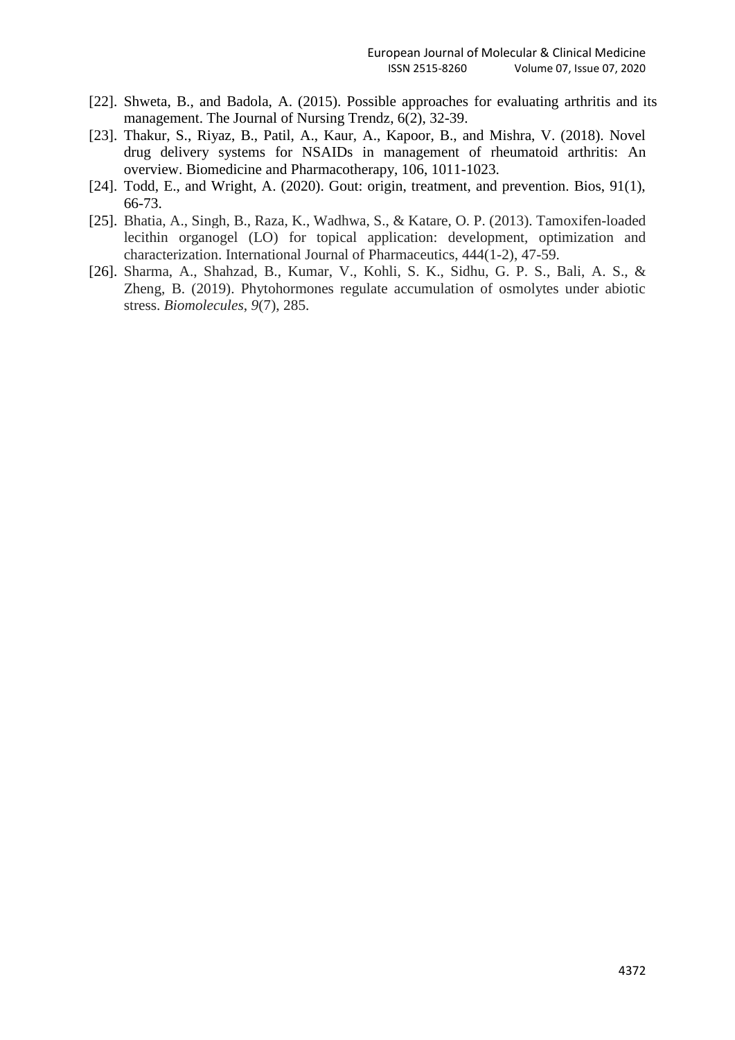[22]. Shweta, B., and Badola, A. (2015). Possible approaches for evaluating arthritis and its management. The Journal of Nursing Trendz, 6(2), 32-39.

[23]. Thakur, S., Riyaz, B., Patil, A., Kaur, A., Kapoor, B., and Mishra, V. (2018). Novel drug delivery systems for NSAIDs in management of rheumatoid arthritis: An overview. Biomedicine and Pharmacotherapy, 106, 1011-1023.

[24]. Todd, E., and Wright, A. (2020). Gout: origin, treatment, and prevention. Bios, 91(1), 66-73.

[25]. Bhatia, A., Singh, B., Raza, K., Wadhwa, S., & Katare, O. P. (2013). Tamoxifen-loaded lecithin organogel (LO) for topical application: development, optimization and characterization. International Journal of Pharmaceutics, 444(1-2), 47-59.

[26]. Sharma, A., Shahzad, B., Kumar, V., Kohli, S. K., Sidhu, G. P. S., Bali, A. S., & Zheng, B. (2019). Phytohormones regulate accumulation of osmolytes under abiotic stress. *Biomolecules*, *9*(7), 285.